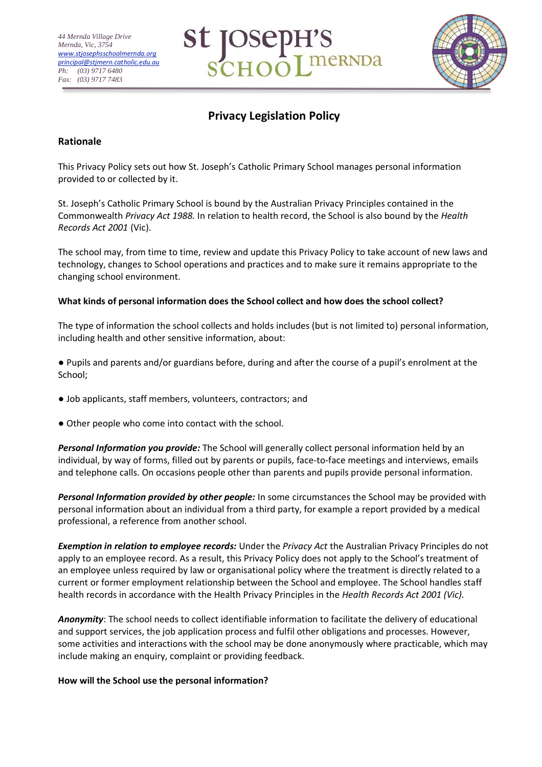44 Mernda Village Drive
Mernda, Vic, 3754
www.stjosephsschoolmernda.org
principal@stjmern.catholic.edu.au
Ph: (03) 9717 6480
Fax: (03) 9717 7483

St Joseph's School Mernda

# Privacy Legislation Policy

## Rationale

This Privacy Policy sets out how St. Joseph's Catholic Primary School manages personal information provided to or collected by it.

St. Joseph's Catholic Primary School is bound by the Australian Privacy Principles contained in the Commonwealth *Privacy Act 1988.* In relation to health record, the School is also bound by the *Health Records Act 2001* (Vic).

The school may, from time to time, review and update this Privacy Policy to take account of new laws and technology, changes to School operations and practices and to make sure it remains appropriate to the changing school environment.

**What kinds of personal information does the School collect and how does the school collect?**

The type of information the school collects and holds includes (but is not limited to) personal information, including health and other sensitive information, about:

- Pupils and parents and/or guardians before, during and after the course of a pupil's enrolment at the School;
- Job applicants, staff members, volunteers, contractors; and
- Other people who come into contact with the school.

***Personal Information you provide:*** The School will generally collect personal information held by an individual, by way of forms, filled out by parents or pupils, face-to-face meetings and interviews, emails and telephone calls. On occasions people other than parents and pupils provide personal information.

***Personal Information provided by other people:*** In some circumstances the School may be provided with personal information about an individual from a third party, for example a report provided by a medical professional, a reference from another school.

***Exemption in relation to employee records:*** Under the *Privacy Act* the Australian Privacy Principles do not apply to an employee record. As a result, this Privacy Policy does not apply to the School's treatment of an employee unless required by law or organisational policy where the treatment is directly related to a current or former employment relationship between the School and employee. The School handles staff health records in accordance with the Health Privacy Principles in the *Health Records Act 2001 (Vic).*

***Anonymity***: The school needs to collect identifiable information to facilitate the delivery of educational and support services, the job application process and fulfil other obligations and processes. However, some activities and interactions with the school may be done anonymously where practicable, which may include making an enquiry, complaint or providing feedback.

**How will the School use the personal information?**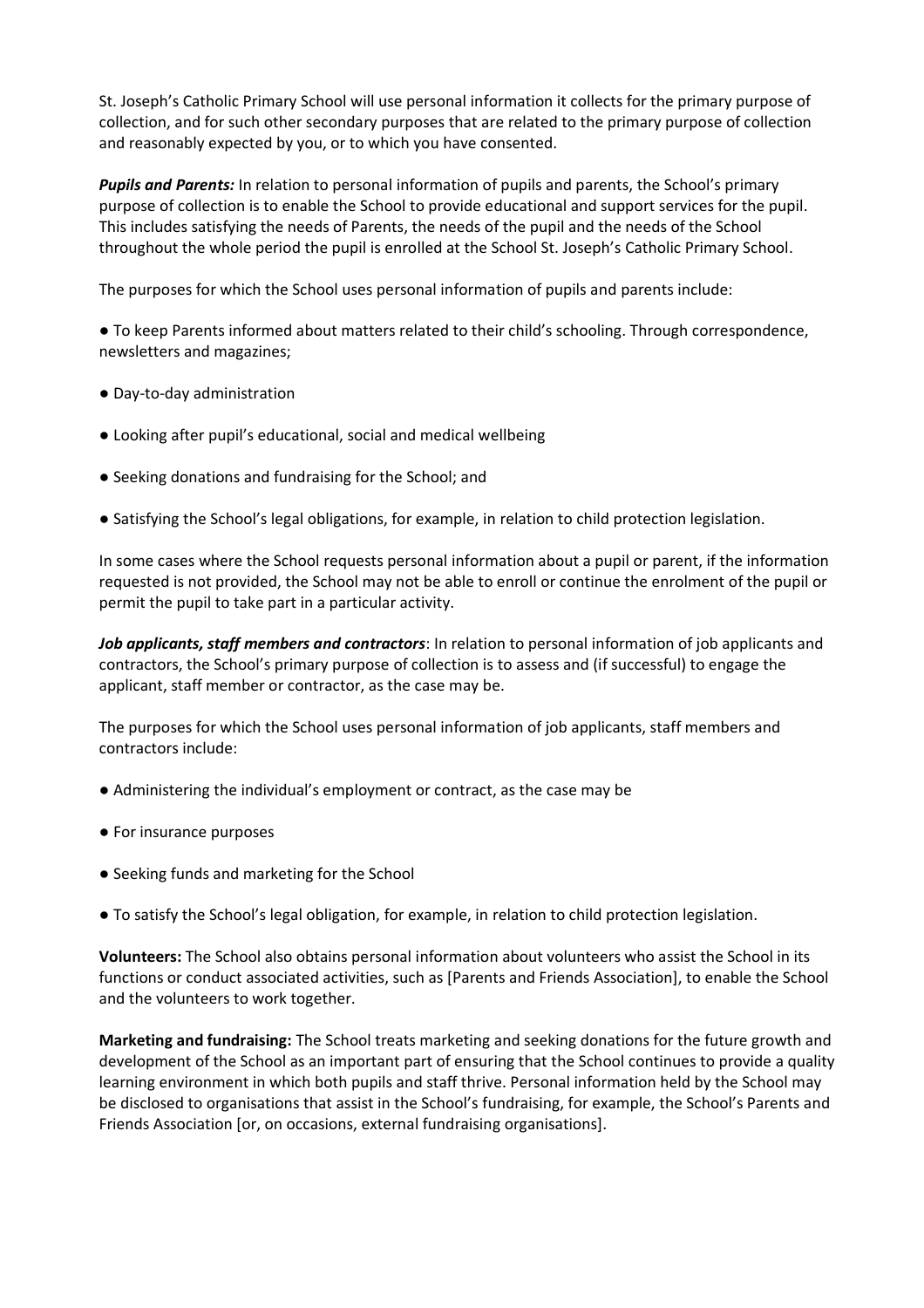St. Joseph's Catholic Primary School will use personal information it collects for the primary purpose of collection, and for such other secondary purposes that are related to the primary purpose of collection and reasonably expected by you, or to which you have consented.

***Pupils and Parents:*** In relation to personal information of pupils and parents, the School's primary purpose of collection is to enable the School to provide educational and support services for the pupil. This includes satisfying the needs of Parents, the needs of the pupil and the needs of the School throughout the whole period the pupil is enrolled at the School St. Joseph's Catholic Primary School.

The purposes for which the School uses personal information of pupils and parents include:

- To keep Parents informed about matters related to their child's schooling. Through correspondence, newsletters and magazines;
- Day-to-day administration
- Looking after pupil's educational, social and medical wellbeing
- Seeking donations and fundraising for the School; and
- Satisfying the School's legal obligations, for example, in relation to child protection legislation.

In some cases where the School requests personal information about a pupil or parent, if the information requested is not provided, the School may not be able to enroll or continue the enrolment of the pupil or permit the pupil to take part in a particular activity.

***Job applicants, staff members and contractors***: In relation to personal information of job applicants and contractors, the School's primary purpose of collection is to assess and (if successful) to engage the applicant, staff member or contractor, as the case may be.

The purposes for which the School uses personal information of job applicants, staff members and contractors include:

- Administering the individual's employment or contract, as the case may be
- For insurance purposes
- Seeking funds and marketing for the School
- To satisfy the School's legal obligation, for example, in relation to child protection legislation.

**Volunteers:** The School also obtains personal information about volunteers who assist the School in its functions or conduct associated activities, such as [Parents and Friends Association], to enable the School and the volunteers to work together.

**Marketing and fundraising:** The School treats marketing and seeking donations for the future growth and development of the School as an important part of ensuring that the School continues to provide a quality learning environment in which both pupils and staff thrive. Personal information held by the School may be disclosed to organisations that assist in the School's fundraising, for example, the School's Parents and Friends Association [or, on occasions, external fundraising organisations].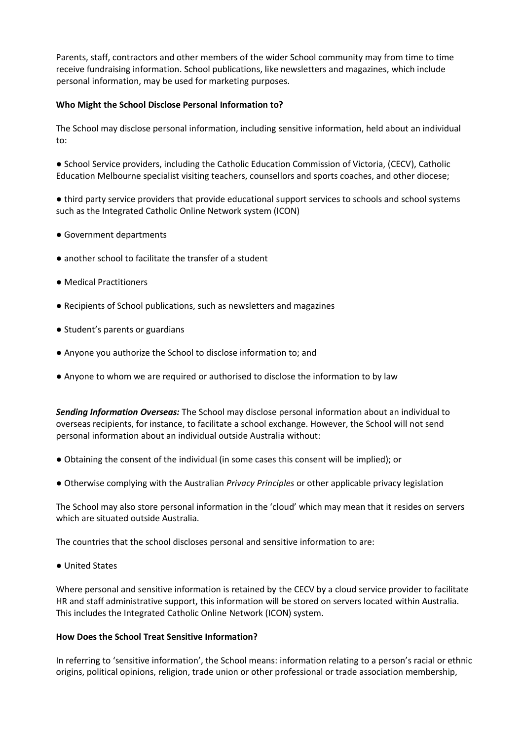Parents, staff, contractors and other members of the wider School community may from time to time receive fundraising information. School publications, like newsletters and magazines, which include personal information, may be used for marketing purposes.

**Who Might the School Disclose Personal Information to?**

The School may disclose personal information, including sensitive information, held about an individual to:

- School Service providers, including the Catholic Education Commission of Victoria, (CECV), Catholic Education Melbourne specialist visiting teachers, counsellors and sports coaches, and other diocese;
- third party service providers that provide educational support services to schools and school systems such as the Integrated Catholic Online Network system (ICON)
- Government departments
- another school to facilitate the transfer of a student
- Medical Practitioners
- Recipients of School publications, such as newsletters and magazines
- Student's parents or guardians
- Anyone you authorize the School to disclose information to; and
- Anyone to whom we are required or authorised to disclose the information to by law

***Sending Information Overseas:*** The School may disclose personal information about an individual to overseas recipients, for instance, to facilitate a school exchange. However, the School will not send personal information about an individual outside Australia without:

- Obtaining the consent of the individual (in some cases this consent will be implied); or
- Otherwise complying with the Australian *Privacy Principles* or other applicable privacy legislation

The School may also store personal information in the 'cloud' which may mean that it resides on servers which are situated outside Australia.

The countries that the school discloses personal and sensitive information to are:

- United States

Where personal and sensitive information is retained by the CECV by a cloud service provider to facilitate HR and staff administrative support, this information will be stored on servers located within Australia. This includes the Integrated Catholic Online Network (ICON) system.

**How Does the School Treat Sensitive Information?**

In referring to 'sensitive information', the School means: information relating to a person's racial or ethnic origins, political opinions, religion, trade union or other professional or trade association membership,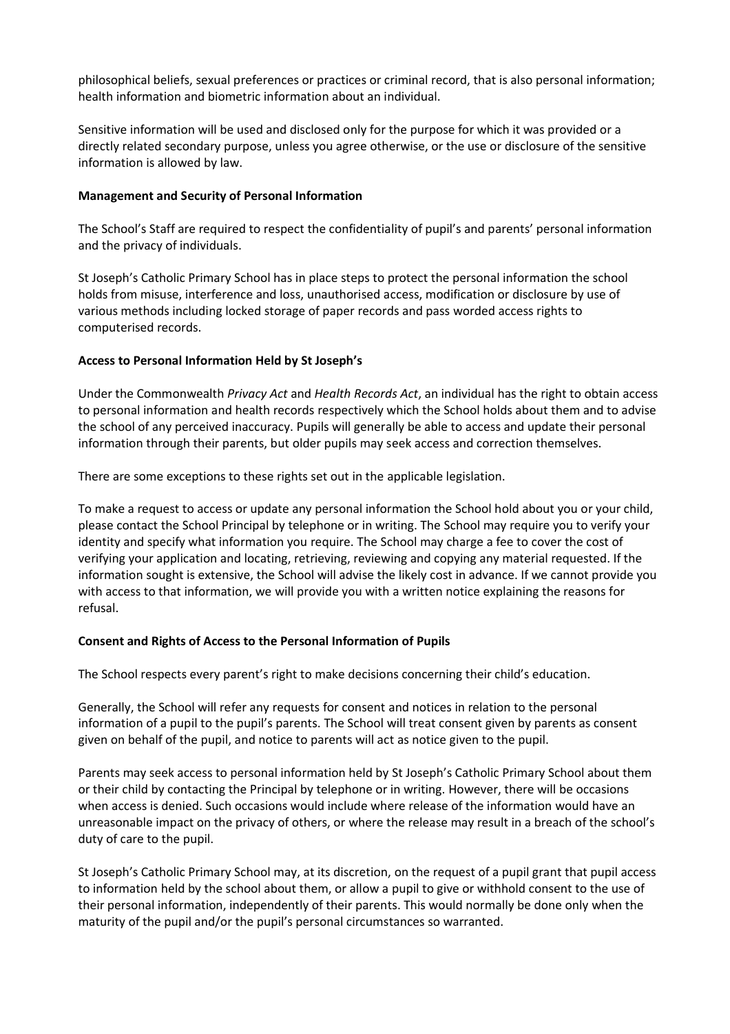philosophical beliefs, sexual preferences or practices or criminal record, that is also personal information; health information and biometric information about an individual.

Sensitive information will be used and disclosed only for the purpose for which it was provided or a directly related secondary purpose, unless you agree otherwise, or the use or disclosure of the sensitive information is allowed by law.

**Management and Security of Personal Information**

The School's Staff are required to respect the confidentiality of pupil's and parents' personal information and the privacy of individuals.

St Joseph's Catholic Primary School has in place steps to protect the personal information the school holds from misuse, interference and loss, unauthorised access, modification or disclosure by use of various methods including locked storage of paper records and pass worded access rights to computerised records.

**Access to Personal Information Held by St Joseph's**

Under the Commonwealth *Privacy Act* and *Health Records Act*, an individual has the right to obtain access to personal information and health records respectively which the School holds about them and to advise the school of any perceived inaccuracy. Pupils will generally be able to access and update their personal information through their parents, but older pupils may seek access and correction themselves.

There are some exceptions to these rights set out in the applicable legislation.

To make a request to access or update any personal information the School hold about you or your child, please contact the School Principal by telephone or in writing. The School may require you to verify your identity and specify what information you require. The School may charge a fee to cover the cost of verifying your application and locating, retrieving, reviewing and copying any material requested. If the information sought is extensive, the School will advise the likely cost in advance. If we cannot provide you with access to that information, we will provide you with a written notice explaining the reasons for refusal.

**Consent and Rights of Access to the Personal Information of Pupils**

The School respects every parent's right to make decisions concerning their child's education.

Generally, the School will refer any requests for consent and notices in relation to the personal information of a pupil to the pupil's parents. The School will treat consent given by parents as consent given on behalf of the pupil, and notice to parents will act as notice given to the pupil.

Parents may seek access to personal information held by St Joseph's Catholic Primary School about them or their child by contacting the Principal by telephone or in writing. However, there will be occasions when access is denied. Such occasions would include where release of the information would have an unreasonable impact on the privacy of others, or where the release may result in a breach of the school's duty of care to the pupil.

St Joseph's Catholic Primary School may, at its discretion, on the request of a pupil grant that pupil access to information held by the school about them, or allow a pupil to give or withhold consent to the use of their personal information, independently of their parents. This would normally be done only when the maturity of the pupil and/or the pupil's personal circumstances so warranted.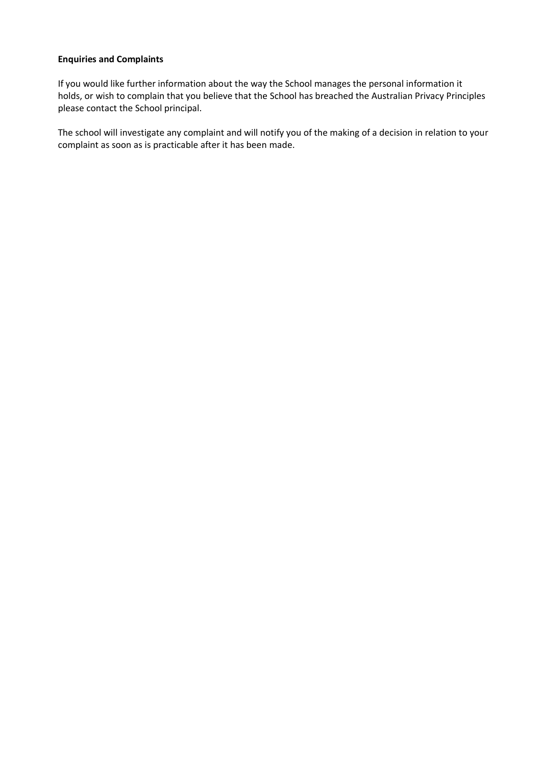**Enquiries and Complaints**

If you would like further information about the way the School manages the personal information it holds, or wish to complain that you believe that the School has breached the Australian Privacy Principles please contact the School principal.

The school will investigate any complaint and will notify you of the making of a decision in relation to your complaint as soon as is practicable after it has been made.